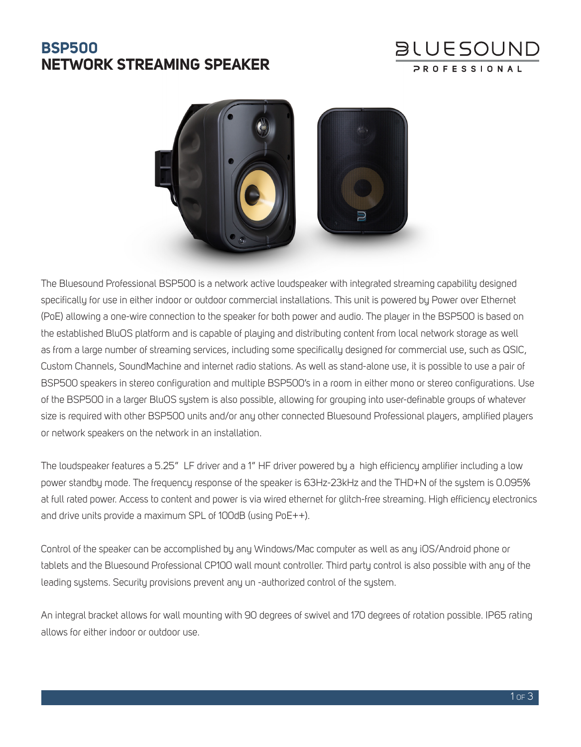# BSP500
# NETWORK STREAMING SPEAKER

BLUESOUND PROFESSIONAL

The Bluesound Professional BSP500 is a network active loudspeaker with integrated streaming capability designed specifically for use in either indoor or outdoor commercial installations. This unit is powered by Power over Ethernet (PoE) allowing a one-wire connection to the speaker for both power and audio. The player in the BSP500 is based on the established BluOS platform and is capable of playing and distributing content from local network storage as well as from a large number of streaming services, including some specifically designed for commercial use, such as QSIC, Custom Channels, SoundMachine and internet radio stations. As well as stand-alone use, it is possible to use a pair of BSP500 speakers in stereo configuration and multiple BSP500's in a room in either mono or stereo configurations. Use of the BSP500 in a larger BluOS system is also possible, allowing for grouping into user-definable groups of whatever size is required with other BSP500 units and/or any other connected Bluesound Professional players, amplified players or network speakers on the network in an installation.

The loudspeaker features a 5.25" LF driver and a 1" HF driver powered by a high efficiency amplifier including a low power standby mode. The frequency response of the speaker is 63Hz-23kHz and the THD+N of the system is 0.095% at full rated power. Access to content and power is via wired ethernet for glitch-free streaming. High efficiency electronics and drive units provide a maximum SPL of 100dB (using PoE++).

Control of the speaker can be accomplished by any Windows/Mac computer as well as any iOS/Android phone or tablets and the Bluesound Professional CP100 wall mount controller. Third party control is also possible with any of the leading systems. Security provisions prevent any un -authorized control of the system.

An integral bracket allows for wall mounting with 90 degrees of swivel and 170 degrees of rotation possible. IP65 rating allows for either indoor or outdoor use.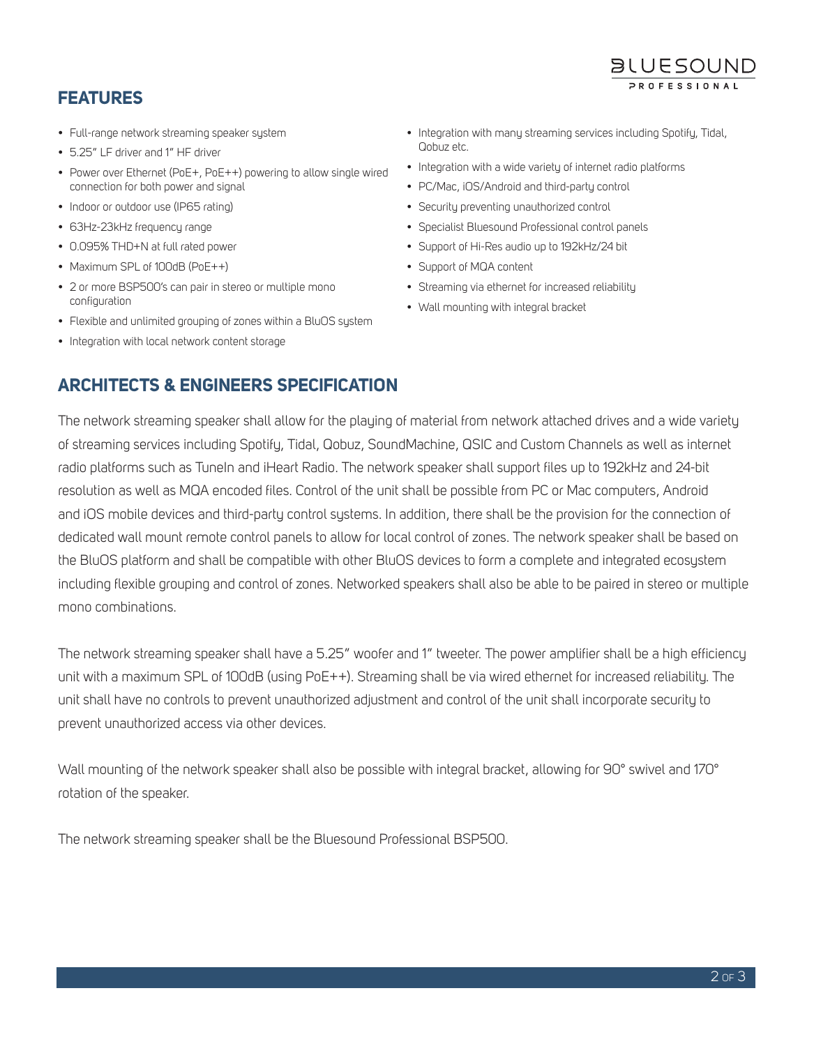## FEATURES

- Full-range network streaming speaker system
- 5.25" LF driver and 1" HF driver
- Power over Ethernet (PoE+, PoE++) powering to allow single wired connection for both power and signal
- Indoor or outdoor use (IP65 rating)
- 63Hz-23kHz frequency range
- 0.095% THD+N at full rated power
- Maximum SPL of 100dB (PoE++)
- 2 or more BSP500's can pair in stereo or multiple mono configuration
- Flexible and unlimited grouping of zones within a BluOS system
- Integration with local network content storage
- Integration with many streaming services including Spotify, Tidal, Qobuz etc.
- Integration with a wide variety of internet radio platforms
- PC/Mac, iOS/Android and third-party control
- Security preventing unauthorized control
- Specialist Bluesound Professional control panels
- Support of Hi-Res audio up to 192kHz/24 bit
- Support of MQA content
- Streaming via ethernet for increased reliability
- Wall mounting with integral bracket

## ARCHITECTS & ENGINEERS SPECIFICATION

The network streaming speaker shall allow for the playing of material from network attached drives and a wide variety of streaming services including Spotify, Tidal, Qobuz, SoundMachine, QSIC and Custom Channels as well as internet radio platforms such as TuneIn and iHeart Radio. The network speaker shall support files up to 192kHz and 24-bit resolution as well as MQA encoded files. Control of the unit shall be possible from PC or Mac computers, Android and iOS mobile devices and third-party control systems. In addition, there shall be the provision for the connection of dedicated wall mount remote control panels to allow for local control of zones. The network speaker shall be based on the BluOS platform and shall be compatible with other BluOS devices to form a complete and integrated ecosystem including flexible grouping and control of zones. Networked speakers shall also be able to be paired in stereo or multiple mono combinations.

The network streaming speaker shall have a 5.25" woofer and 1" tweeter. The power amplifier shall be a high efficiency unit with a maximum SPL of 100dB (using PoE++). Streaming shall be via wired ethernet for increased reliability. The unit shall have no controls to prevent unauthorized adjustment and control of the unit shall incorporate security to prevent unauthorized access via other devices.

Wall mounting of the network speaker shall also be possible with integral bracket, allowing for 90° swivel and 170° rotation of the speaker.

The network streaming speaker shall be the Bluesound Professional BSP500.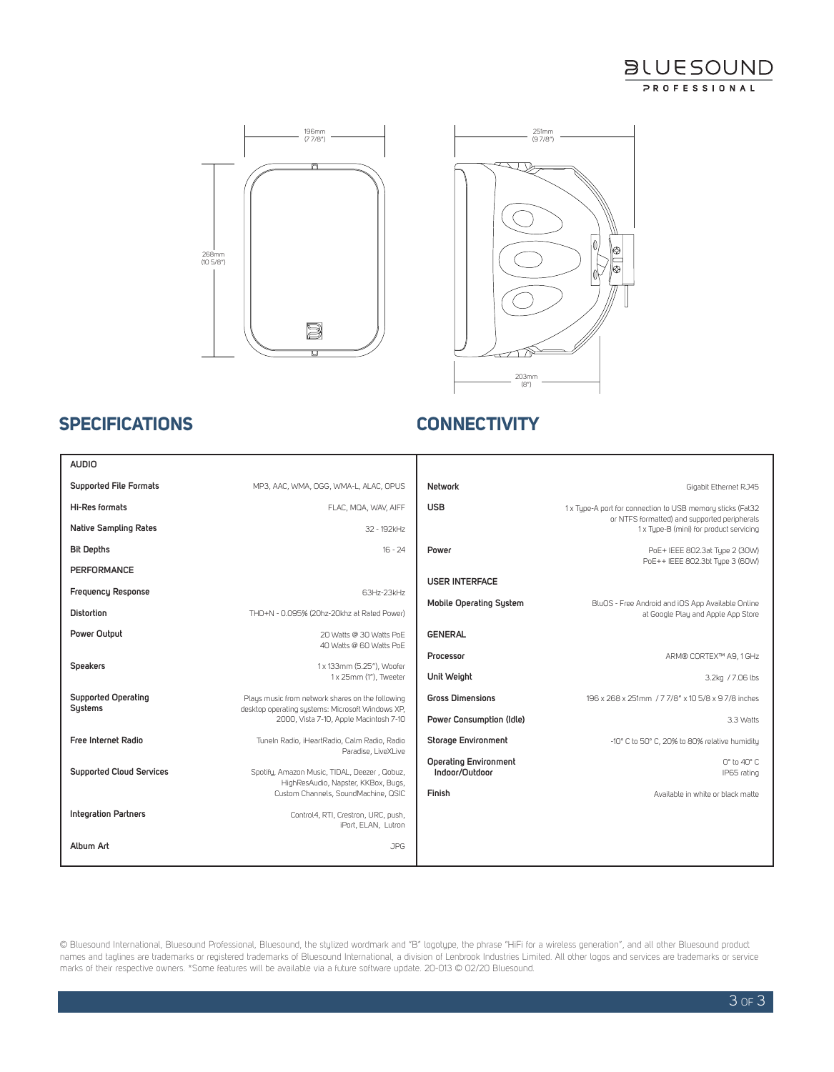BLUESOUND PROFESSIONAL

196mm
(7 7/8")

268mm
(10 5/8")

251mm
(9 7/8")

203mm
(8")

## SPECIFICATIONS

| | |
|---|---|
| **AUDIO** | |
| **Supported File Formats** | MP3, AAC, WMA, OGG, WMA-L, ALAC, OPUS |
| **Hi-Res formats** | FLAC, MQA, WAV, AIFF |
| **Native Sampling Rates** | 32 - 192kHz |
| **Bit Depths** | 16 - 24 |
| **PERFORMANCE** | |
| **Frequency Response** | 63Hz-23kHz |
| **Distortion** | THD+N - 0.095% (20hz-20khz at Rated Power) |
| **Power Output** | 20 Watts @ 30 Watts PoE<br>40 Watts @ 60 Watts PoE |
| **Speakers** | 1 x 133mm (5.25"), Woofer<br>1 x 25mm (1"), Tweeter |
| **Supported Operating Systems** | Plays music from network shares on the following desktop operating systems: Microsoft Windows XP, 2000, Vista 7-10, Apple Macintosh 7-10 |
| **Free Internet Radio** | TuneIn Radio, iHeartRadio, Calm Radio, Radio Paradise, LiveXLive |
| **Supported Cloud Services** | Spotify, Amazon Music, TIDAL, Deezer , Qobuz, HighResAudio, Napster, KKBox, Bugs, Custom Channels, SoundMachine, QSIC |
| **Integration Partners** | Control4, RTI, Crestron, URC, push, iPort, ELAN, Lutron |
| **Album Art** | JPG |

## CONNECTIVITY

| | |
|---|---|
| **Network** | Gigabit Ethernet RJ45 |
| **USB** | 1 x Type-A port for connection to USB memory sticks (Fat32 or NTFS formatted) and supported peripherals<br>1 x Type-B (mini) for product servicing |
| **Power** | PoE+ IEEE 802.3at Type 2 (30W)<br>PoE++ IEEE 802.3bt Type 3 (60W) |
| **USER INTERFACE** | |
| **Mobile Operating System** | BluOS - Free Android and iOS App Available Online at Google Play and Apple App Store |
| **GENERAL** | |
| **Processor** | ARM® CORTEX™ A9, 1 GHz |
| **Unit Weight** | 3.2kg / 7.06 lbs |
| **Gross Dimensions** | 196 x 268 x 251mm / 7 7/8" x 10 5/8 x 9 7/8 inches |
| **Power Consumption (Idle)** | 3.3 Watts |
| **Storage Environment** | -10° C to 50° C, 20% to 80% relative humidity |
| **Operating Environment Indoor/Outdoor** | 0° to 40° C<br>IP65 rating |
| **Finish** | Available in white or black matte |

© Bluesound International, Bluesound Professional, Bluesound, the stylized wordmark and "B" logotype, the phrase "HiFi for a wireless generation", and all other Bluesound product names and taglines are trademarks or registered trademarks of Bluesound International, a division of Lenbrook Industries Limited. All other logos and services are trademarks or service marks of their respective owners. *Some features will be available via a future software update. 20-013 © 02/20 Bluesound.